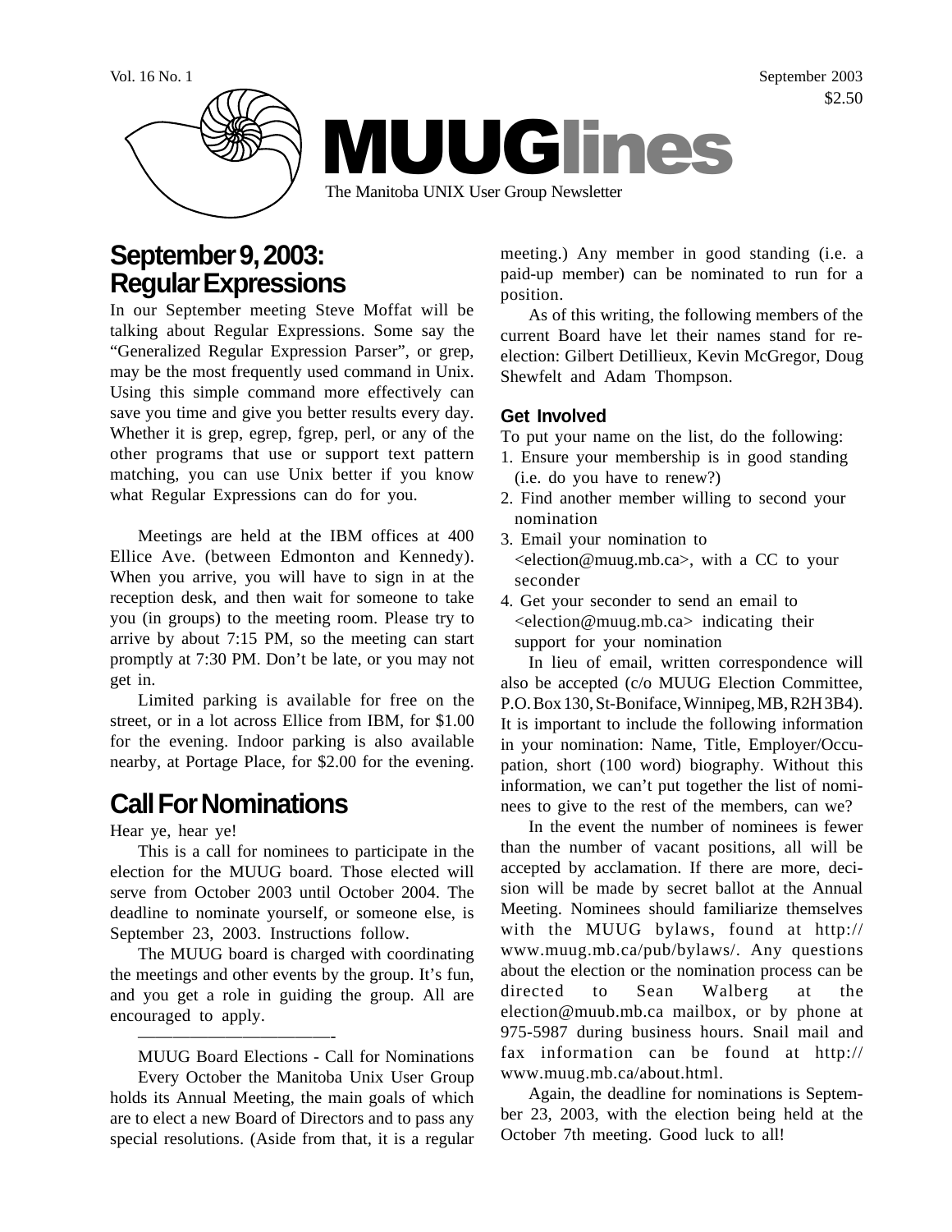Vol. 16 No. 1

September 2003

$2.50

# MUUGlines

The Manitoba UNIX User Group Newsletter

## September 9, 2003: Regular Expressions

In our September meeting Steve Moffat will be talking about Regular Expressions. Some say the "Generalized Regular Expression Parser", or grep, may be the most frequently used command in Unix. Using this simple command more effectively can save you time and give you better results every day. Whether it is grep, egrep, fgrep, perl, or any of the other programs that use or support text pattern matching, you can use Unix better if you know what Regular Expressions can do for you.

Meetings are held at the IBM offices at 400 Ellice Ave. (between Edmonton and Kennedy). When you arrive, you will have to sign in at the reception desk, and then wait for someone to take you (in groups) to the meeting room. Please try to arrive by about 7:15 PM, so the meeting can start promptly at 7:30 PM. Don't be late, or you may not get in.

Limited parking is available for free on the street, or in a lot across Ellice from IBM, for $1.00 for the evening. Indoor parking is also available nearby, at Portage Place, for $2.00 for the evening.

## Call For Nominations

Hear ye, hear ye!

This is a call for nominees to participate in the election for the MUUG board. Those elected will serve from October 2003 until October 2004. The deadline to nominate yourself, or someone else, is September 23, 2003. Instructions follow.

The MUUG board is charged with coordinating the meetings and other events by the group. It's fun, and you get a role in guiding the group. All are encouraged to apply.

———————————-

MUUG Board Elections - Call for Nominations

Every October the Manitoba Unix User Group holds its Annual Meeting, the main goals of which are to elect a new Board of Directors and to pass any special resolutions. (Aside from that, it is a regular meeting.) Any member in good standing (i.e. a paid-up member) can be nominated to run for a position.

As of this writing, the following members of the current Board have let their names stand for re-election: Gilbert Detillieux, Kevin McGregor, Doug Shewfelt and Adam Thompson.

### Get Involved

To put your name on the list, do the following:

1. Ensure your membership is in good standing (i.e. do you have to renew?)
2. Find another member willing to second your nomination
3. Email your nomination to <election@muug.mb.ca>, with a CC to your seconder
4. Get your seconder to send an email to <election@muug.mb.ca> indicating their support for your nomination

In lieu of email, written correspondence will also be accepted (c/o MUUG Election Committee, P.O. Box 130, St-Boniface, Winnipeg, MB, R2H 3B4). It is important to include the following information in your nomination: Name, Title, Employer/Occupation, short (100 word) biography. Without this information, we can't put together the list of nominees to give to the rest of the members, can we?

In the event the number of nominees is fewer than the number of vacant positions, all will be accepted by acclamation. If there are more, decision will be made by secret ballot at the Annual Meeting. Nominees should familiarize themselves with the MUUG bylaws, found at http://www.muug.mb.ca/pub/bylaws/. Any questions about the election or the nomination process can be directed to Sean Walberg at the election@muub.mb.ca mailbox, or by phone at 975-5987 during business hours. Snail mail and fax information can be found at http://www.muug.mb.ca/about.html.

Again, the deadline for nominations is September 23, 2003, with the election being held at the October 7th meeting. Good luck to all!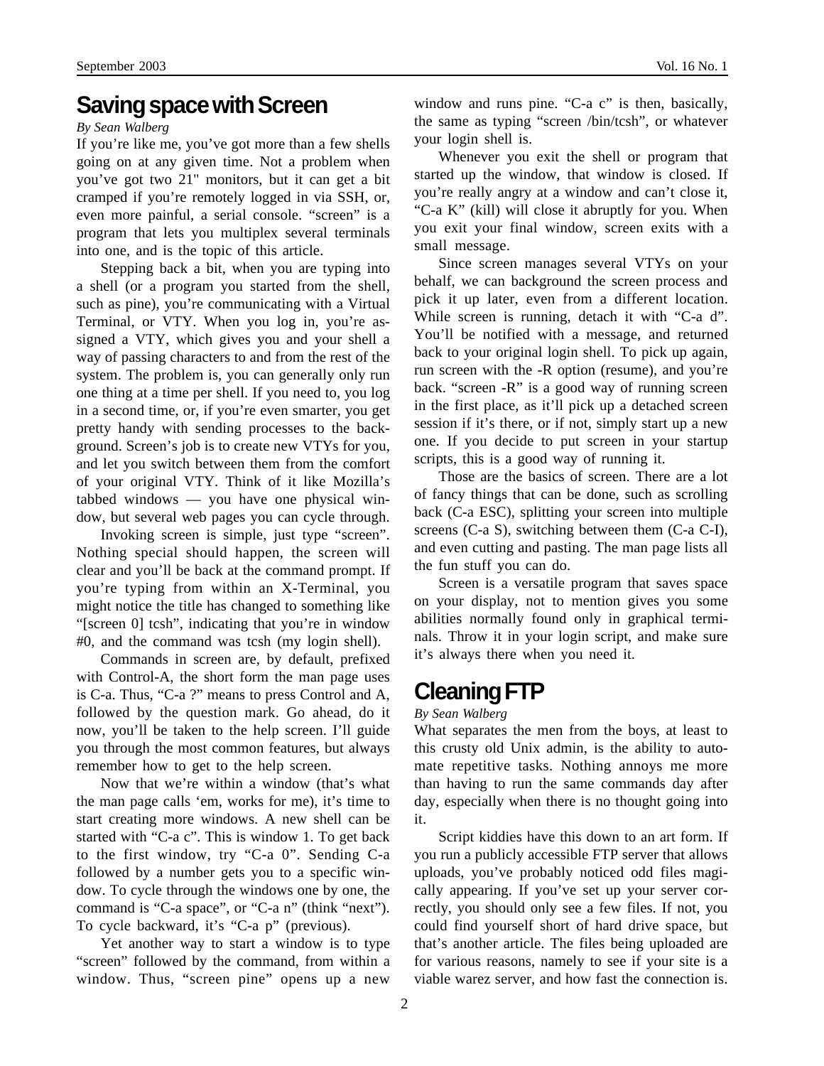## Saving space with Screen

*By Sean Walberg*

If you're like me, you've got more than a few shells going on at any given time. Not a problem when you've got two 21" monitors, but it can get a bit cramped if you're remotely logged in via SSH, or, even more painful, a serial console. "screen" is a program that lets you multiplex several terminals into one, and is the topic of this article.

Stepping back a bit, when you are typing into a shell (or a program you started from the shell, such as pine), you're communicating with a Virtual Terminal, or VTY. When you log in, you're assigned a VTY, which gives you and your shell a way of passing characters to and from the rest of the system. The problem is, you can generally only run one thing at a time per shell. If you need to, you log in a second time, or, if you're even smarter, you get pretty handy with sending processes to the background. Screen's job is to create new VTYs for you, and let you switch between them from the comfort of your original VTY. Think of it like Mozilla's tabbed windows — you have one physical window, but several web pages you can cycle through.

Invoking screen is simple, just type "screen". Nothing special should happen, the screen will clear and you'll be back at the command prompt. If you're typing from within an X-Terminal, you might notice the title has changed to something like "[screen 0] tcsh", indicating that you're in window #0, and the command was tcsh (my login shell).

Commands in screen are, by default, prefixed with Control-A, the short form the man page uses is C-a. Thus, "C-a ?" means to press Control and A, followed by the question mark. Go ahead, do it now, you'll be taken to the help screen. I'll guide you through the most common features, but always remember how to get to the help screen.

Now that we're within a window (that's what the man page calls 'em, works for me), it's time to start creating more windows. A new shell can be started with "C-a c". This is window 1. To get back to the first window, try "C-a 0". Sending C-a followed by a number gets you to a specific window. To cycle through the windows one by one, the command is "C-a space", or "C-a n" (think "next"). To cycle backward, it's "C-a p" (previous).

Yet another way to start a window is to type "screen" followed by the command, from within a window. Thus, "screen pine" opens up a new window and runs pine. "C-a c" is then, basically, the same as typing "screen /bin/tcsh", or whatever your login shell is.

Whenever you exit the shell or program that started up the window, that window is closed. If you're really angry at a window and can't close it, "C-a K" (kill) will close it abruptly for you. When you exit your final window, screen exits with a small message.

Since screen manages several VTYs on your behalf, we can background the screen process and pick it up later, even from a different location. While screen is running, detach it with "C-a d". You'll be notified with a message, and returned back to your original login shell. To pick up again, run screen with the -R option (resume), and you're back. "screen -R" is a good way of running screen in the first place, as it'll pick up a detached screen session if it's there, or if not, simply start up a new one. If you decide to put screen in your startup scripts, this is a good way of running it.

Those are the basics of screen. There are a lot of fancy things that can be done, such as scrolling back (C-a ESC), splitting your screen into multiple screens (C-a S), switching between them (C-a C-I), and even cutting and pasting. The man page lists all the fun stuff you can do.

Screen is a versatile program that saves space on your display, not to mention gives you some abilities normally found only in graphical terminals. Throw it in your login script, and make sure it's always there when you need it.

## Cleaning FTP

*By Sean Walberg*

What separates the men from the boys, at least to this crusty old Unix admin, is the ability to automate repetitive tasks. Nothing annoys me more than having to run the same commands day after day, especially when there is no thought going into it.

Script kiddies have this down to an art form. If you run a publicly accessible FTP server that allows uploads, you've probably noticed odd files magically appearing. If you've set up your server correctly, you should only see a few files. If not, you could find yourself short of hard drive space, but that's another article. The files being uploaded are for various reasons, namely to see if your site is a viable warez server, and how fast the connection is.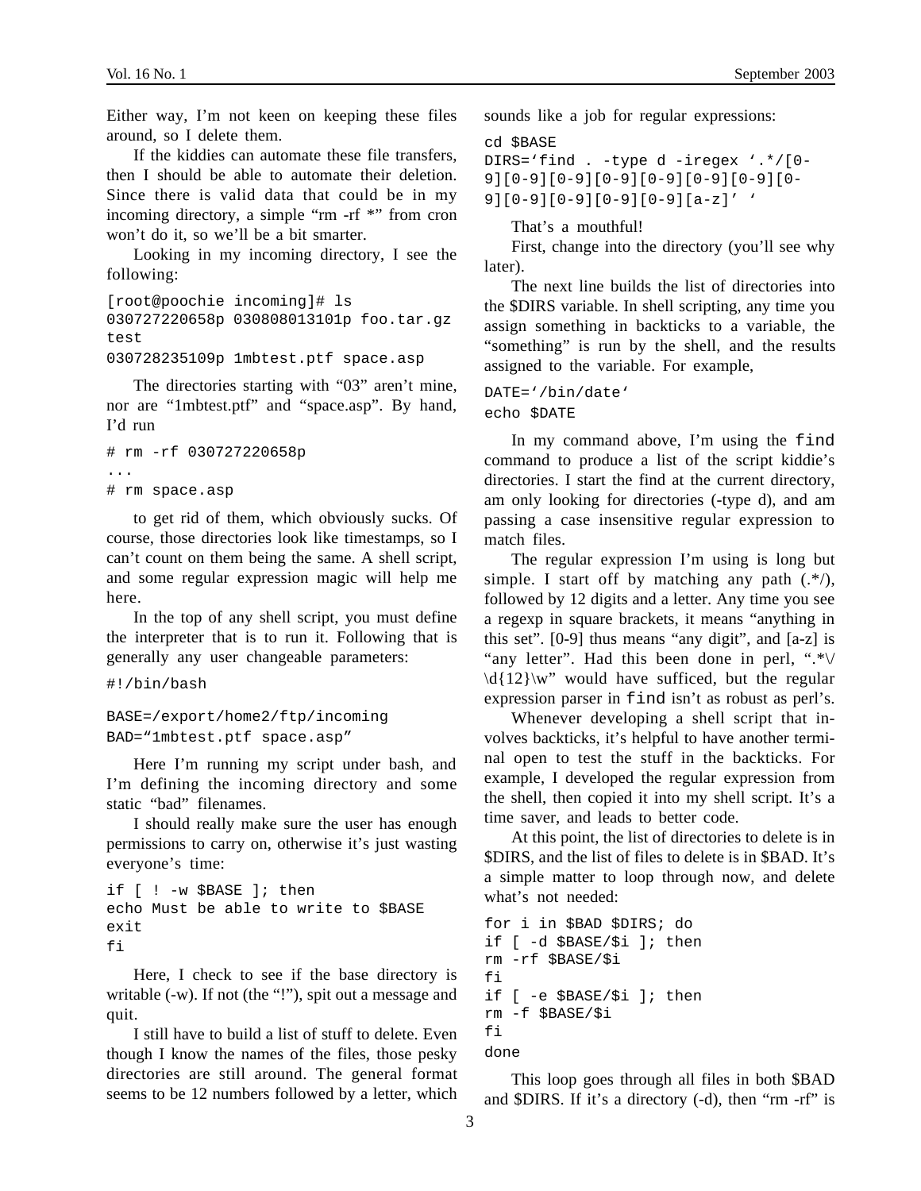Either way, I'm not keen on keeping these files around, so I delete them.

If the kiddies can automate these file transfers, then I should be able to automate their deletion. Since there is valid data that could be in my incoming directory, a simple "rm -rf *" from cron won't do it, so we'll be a bit smarter.

Looking in my incoming directory, I see the following:

```
[root@poochie incoming]# ls
030727220658p 030808013101p foo.tar.gz
test
030728235109p 1mbtest.ptf space.asp
```

The directories starting with "03" aren't mine, nor are "1mbtest.ptf" and "space.asp". By hand, I'd run

```
# rm -rf 030727220658p
...
# rm space.asp
```

to get rid of them, which obviously sucks. Of course, those directories look like timestamps, so I can't count on them being the same. A shell script, and some regular expression magic will help me here.

In the top of any shell script, you must define the interpreter that is to run it. Following that is generally any user changeable parameters:

```
#!/bin/bash

BASE=/export/home2/ftp/incoming
BAD="1mbtest.ptf space.asp"
```

Here I'm running my script under bash, and I'm defining the incoming directory and some static "bad" filenames.

I should really make sure the user has enough permissions to carry on, otherwise it's just wasting everyone's time:

```
if [ ! -w $BASE ]; then
echo Must be able to write to $BASE
exit
fi
```

Here, I check to see if the base directory is writable (-w). If not (the "!"), spit out a message and quit.

I still have to build a list of stuff to delete. Even though I know the names of the files, those pesky directories are still around. The general format seems to be 12 numbers followed by a letter, which sounds like a job for regular expressions:

```
cd $BASE
DIRS=`find . -type d -iregex '.*/[0-
9][0-9][0-9][0-9][0-9][0-9][0-9][0-
9][0-9][0-9][0-9][0-9][a-z]' `
```

That's a mouthful!

First, change into the directory (you'll see why later).

The next line builds the list of directories into the $DIRS variable. In shell scripting, any time you assign something in backticks to a variable, the "something" is run by the shell, and the results assigned to the variable. For example,

```
DATE=`/bin/date`
echo $DATE
```

In my command above, I'm using the `find` command to produce a list of the script kiddie's directories. I start the find at the current directory, am only looking for directories (-type d), and am passing a case insensitive regular expression to match files.

The regular expression I'm using is long but simple. I start off by matching any path (.*/), followed by 12 digits and a letter. Any time you see a regexp in square brackets, it means "anything in this set". [0-9] thus means "any digit", and [a-z] is "any letter". Had this been done in perl, ".*\/\d{12}\w" would have sufficed, but the regular expression parser in `find` isn't as robust as perl's.

Whenever developing a shell script that involves backticks, it's helpful to have another terminal open to test the stuff in the backticks. For example, I developed the regular expression from the shell, then copied it into my shell script. It's a time saver, and leads to better code.

At this point, the list of directories to delete is in $DIRS, and the list of files to delete is in $BAD. It's a simple matter to loop through now, and delete what's not needed:

```
for i in $BAD $DIRS; do
if [ -d $BASE/$i ]; then
rm -rf $BASE/$i
fi
if [ -e $BASE/$i ]; then
rm -f $BASE/$i
fi
done
```

This loop goes through all files in both $BAD and $DIRS. If it's a directory (-d), then "rm -rf" is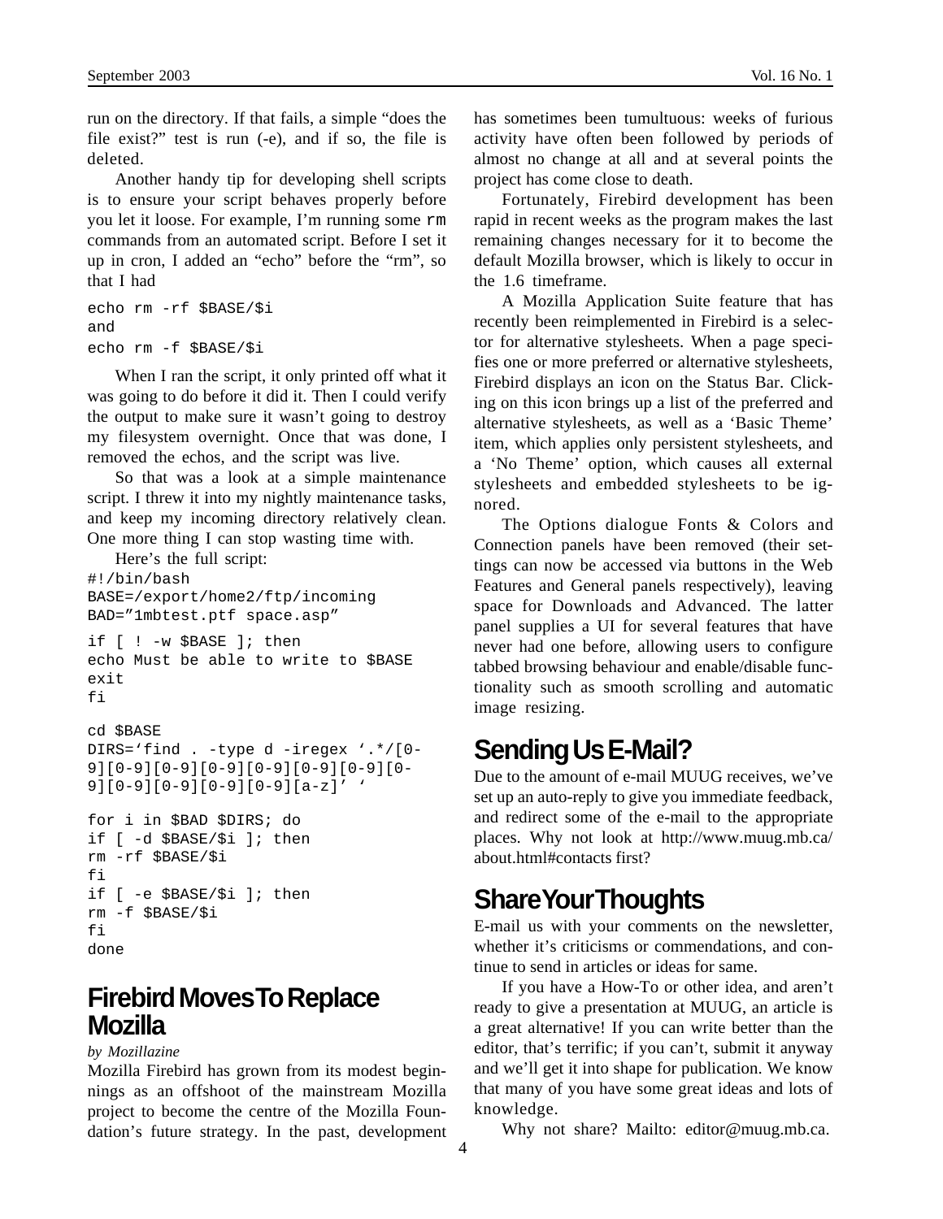run on the directory. If that fails, a simple “does the file exist?” test is run (-e), and if so, the file is deleted.

Another handy tip for developing shell scripts is to ensure your script behaves properly before you let it loose. For example, I’m running some `rm` commands from an automated script. Before I set it up in cron, I added an “echo” before the “rm”, so that I had

```
echo rm -rf $BASE/$i
and
echo rm -f $BASE/$i
```

When I ran the script, it only printed off what it was going to do before it did it. Then I could verify the output to make sure it wasn’t going to destroy my filesystem overnight. Once that was done, I removed the echos, and the script was live.

So that was a look at a simple maintenance script. I threw it into my nightly maintenance tasks, and keep my incoming directory relatively clean. One more thing I can stop wasting time with.

Here’s the full script:

```
#!/bin/bash
BASE=/export/home2/ftp/incoming
BAD=”1mbtest.ptf space.asp”

if [ ! -w $BASE ]; then
echo Must be able to write to $BASE
exit
fi

cd $BASE
DIRS=‘find . -type d -iregex ‘.*/[0-
9][0-9][0-9][0-9][0-9][0-9][0-9][0-
9][0-9][0-9][0-9][0-9][a-z]’ ‘

for i in $BAD $DIRS; do
if [ -d $BASE/$i ]; then
rm -rf $BASE/$i
fi
if [ -e $BASE/$i ]; then
rm -f $BASE/$i
fi
done
```

## Firebird Moves To Replace Mozilla

*by Mozillazine*

Mozilla Firebird has grown from its modest beginnings as an offshoot of the mainstream Mozilla project to become the centre of the Mozilla Foundation’s future strategy. In the past, development has sometimes been tumultuous: weeks of furious activity have often been followed by periods of almost no change at all and at several points the project has come close to death.

Fortunately, Firebird development has been rapid in recent weeks as the program makes the last remaining changes necessary for it to become the default Mozilla browser, which is likely to occur in the 1.6 timeframe.

A Mozilla Application Suite feature that has recently been reimplemented in Firebird is a selector for alternative stylesheets. When a page specifies one or more preferred or alternative stylesheets, Firebird displays an icon on the Status Bar. Clicking on this icon brings up a list of the preferred and alternative stylesheets, as well as a ‘Basic Theme’ item, which applies only persistent stylesheets, and a ‘No Theme’ option, which causes all external stylesheets and embedded stylesheets to be ignored.

The Options dialogue Fonts & Colors and Connection panels have been removed (their settings can now be accessed via buttons in the Web Features and General panels respectively), leaving space for Downloads and Advanced. The latter panel supplies a UI for several features that have never had one before, allowing users to configure tabbed browsing behaviour and enable/disable functionality such as smooth scrolling and automatic image resizing.

## Sending Us E-Mail?

Due to the amount of e-mail MUUG receives, we’ve set up an auto-reply to give you immediate feedback, and redirect some of the e-mail to the appropriate places. Why not look at http://www.muug.mb.ca/about.html#contacts first?

## Share Your Thoughts

E-mail us with your comments on the newsletter, whether it’s criticisms or commendations, and continue to send in articles or ideas for same.

If you have a How-To or other idea, and aren’t ready to give a presentation at MUUG, an article is a great alternative! If you can write better than the editor, that’s terrific; if you can’t, submit it anyway and we’ll get it into shape for publication. We know that many of you have some great ideas and lots of knowledge.

Why not share? Mailto: editor@muug.mb.ca.